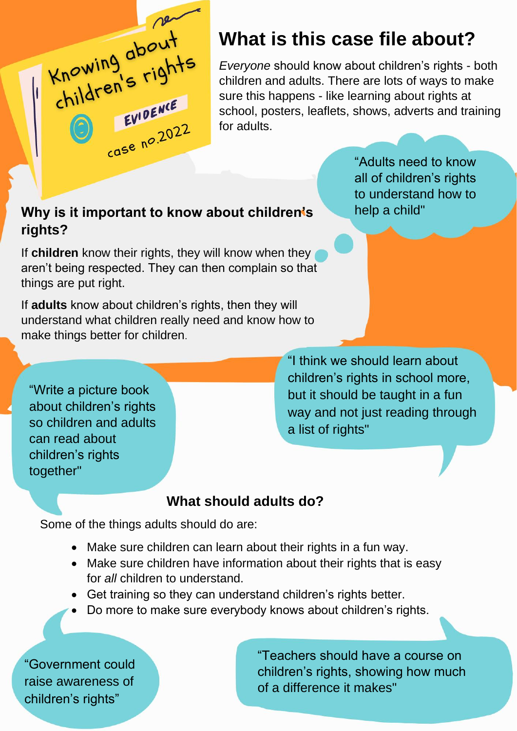Knowing about children's rights

EVIDENCE

case no.2022

# What is this case file about?

*Everyone* should know about children's rights - both children and adults. There are lots of ways to make sure this happens - like learning about rights at school, posters, leaflets, shows, adverts and training for adults.

"Adults need to know all of children's rights to understand how to help a child"

### Why is it important to know about children's rights?

If **children** know their rights, they will know when they aren't being respected. They can then complain so that things are put right.

If **adults** know about children's rights, then they will understand what children really need and know how to make things better for children.

"Write a picture book about children's rights so children and adults can read about children's rights together"

"I think we should learn about children's rights in school more, but it should be taught in a fun way and not just reading through a list of rights"

### What should adults do?

Some of the things adults should do are:

- Make sure children can learn about their rights in a fun way.
- Make sure children have information about their rights that is easy for *all* children to understand.
- Get training so they can understand children's rights better.
- Do more to make sure everybody knows about children's rights.

"Government could raise awareness of children's rights"

"Teachers should have a course on children's rights, showing how much of a difference it makes"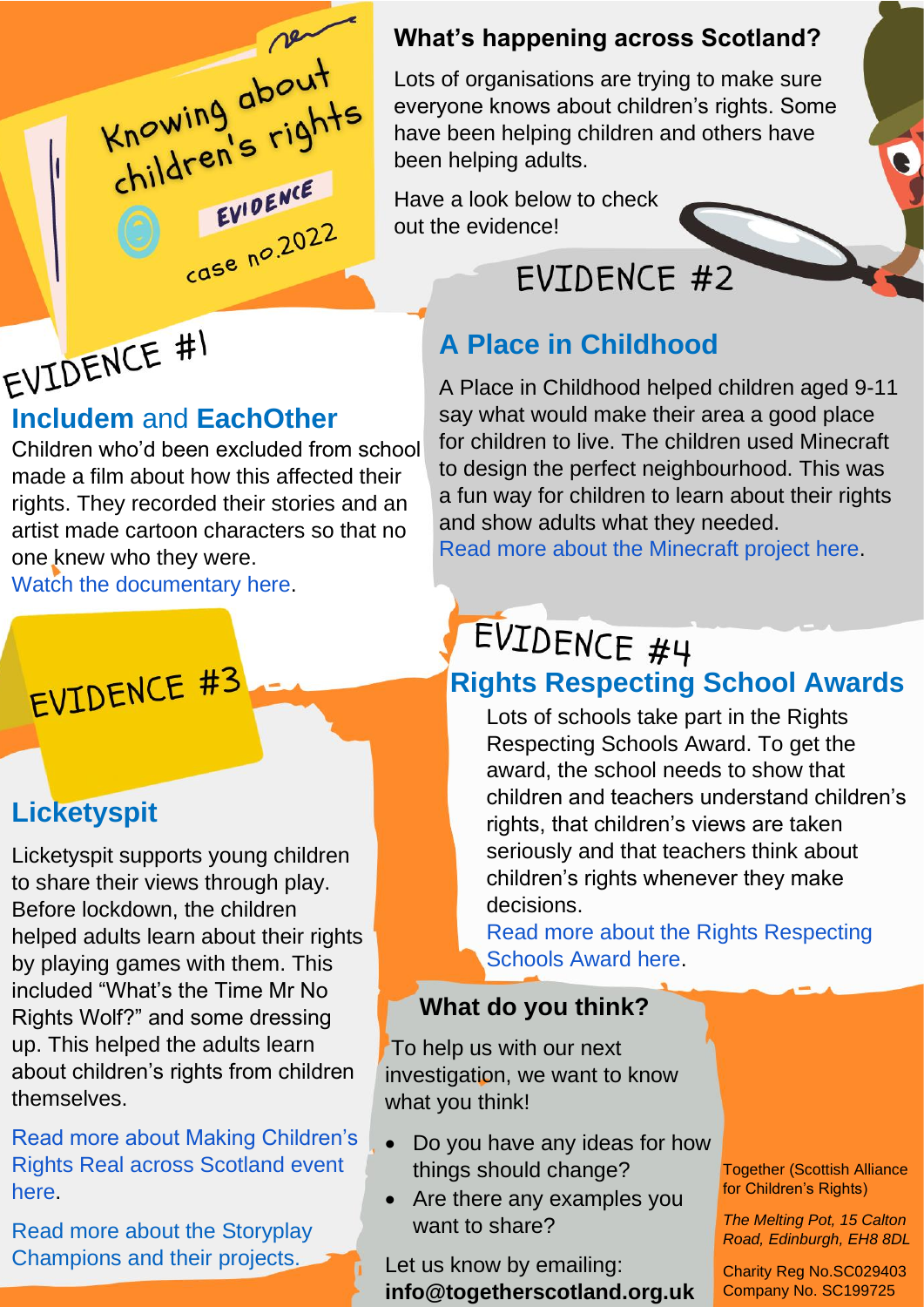Knowing about children's rights

EVIDENCE

case no.2022

## What's happening across Scotland?

Lots of organisations are trying to make sure everyone knows about children's rights. Some have been helping children and others have been helping adults.

Have a look below to check out the evidence!

## EVIDENCE #1

### Includem and EachOther

Children who'd been excluded from school made a film about how this affected their rights. They recorded their stories and an artist made cartoon characters so that no one knew who they were.
Watch the documentary here.

## EVIDENCE #2

### A Place in Childhood

A Place in Childhood helped children aged 9-11 say what would make their area a good place for children to live. The children used Minecraft to design the perfect neighbourhood. This was a fun way for children to learn about their rights and show adults what they needed.
Read more about the Minecraft project here.

## EVIDENCE #3

### Licketyspit

Licketyspit supports young children to share their views through play. Before lockdown, the children helped adults learn about their rights by playing games with them. This included "What's the Time Mr No Rights Wolf?" and some dressing up. This helped the adults learn about children's rights from children themselves.

Read more about Making Children's Rights Real across Scotland event here.

Read more about the Storyplay Champions and their projects.

## EVIDENCE #4

### Rights Respecting School Awards

Lots of schools take part in the Rights Respecting Schools Award. To get the award, the school needs to show that children and teachers understand children's rights, that children's views are taken seriously and that teachers think about children's rights whenever they make decisions.
Read more about the Rights Respecting Schools Award here.

### What do you think?

To help us with our next investigation, we want to know what you think!

- Do you have any ideas for how things should change?
- Are there any examples you want to share?

Let us know by emailing:
**info@togetherscotland.org.uk**

Together (Scottish Alliance for Children's Rights)

*The Melting Pot, 15 Calton Road, Edinburgh, EH8 8DL*

Charity Reg No.SC029403
Company No. SC199725